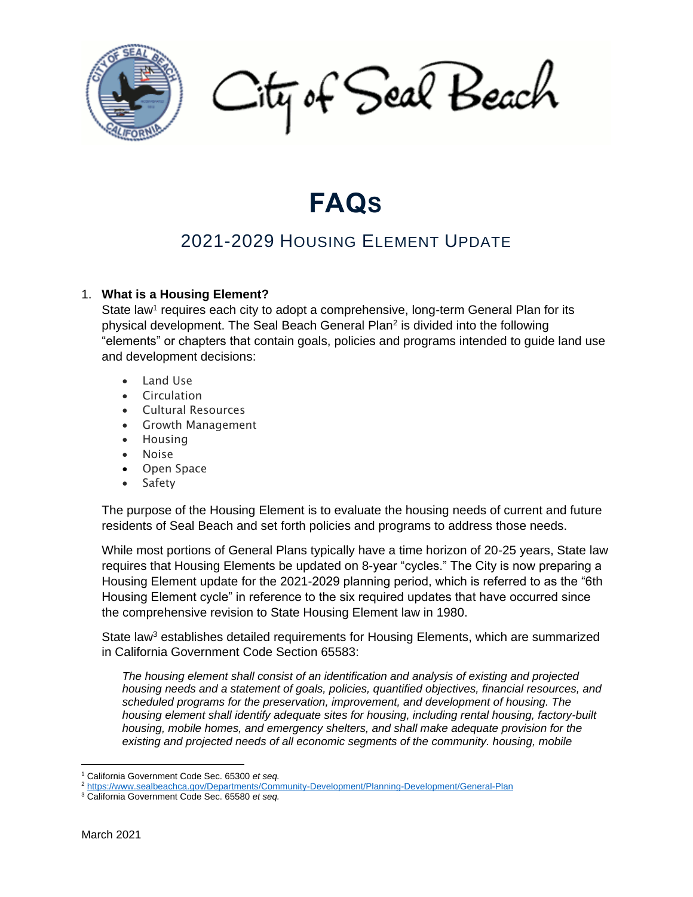City of Seal Beach

# FAQs

## 2021-2029 Housing Element Update

1. **What is a Housing Element?**

   State law[1] requires each city to adopt a comprehensive, long-term General Plan for its physical development. The Seal Beach General Plan[2] is divided into the following "elements" or chapters that contain goals, policies and programs intended to guide land use and development decisions:

   - Land Use
   - Circulation
   - Cultural Resources
   - Growth Management
   - Housing
   - Noise
   - Open Space
   - Safety

   The purpose of the Housing Element is to evaluate the housing needs of current and future residents of Seal Beach and set forth policies and programs to address those needs.

   While most portions of General Plans typically have a time horizon of 20-25 years, State law requires that Housing Elements be updated on 8-year "cycles." The City is now preparing a Housing Element update for the 2021-2029 planning period, which is referred to as the "6th Housing Element cycle" in reference to the six required updates that have occurred since the comprehensive revision to State Housing Element law in 1980.

   State law[3] establishes detailed requirements for Housing Elements, which are summarized in California Government Code Section 65583:

   *The housing element shall consist of an identification and analysis of existing and projected housing needs and a statement of goals, policies, quantified objectives, financial resources, and scheduled programs for the preservation, improvement, and development of housing. The housing element shall identify adequate sites for housing, including rental housing, factory-built housing, mobile homes, and emergency shelters, and shall make adequate provision for the existing and projected needs of all economic segments of the community. housing, mobile*

---

[1] California Government Code Sec. 65300 *et seq.*

[2] https://www.sealbeachca.gov/Departments/Community-Development/Planning-Development/General-Plan

[3] California Government Code Sec. 65580 *et seq.*

March 2021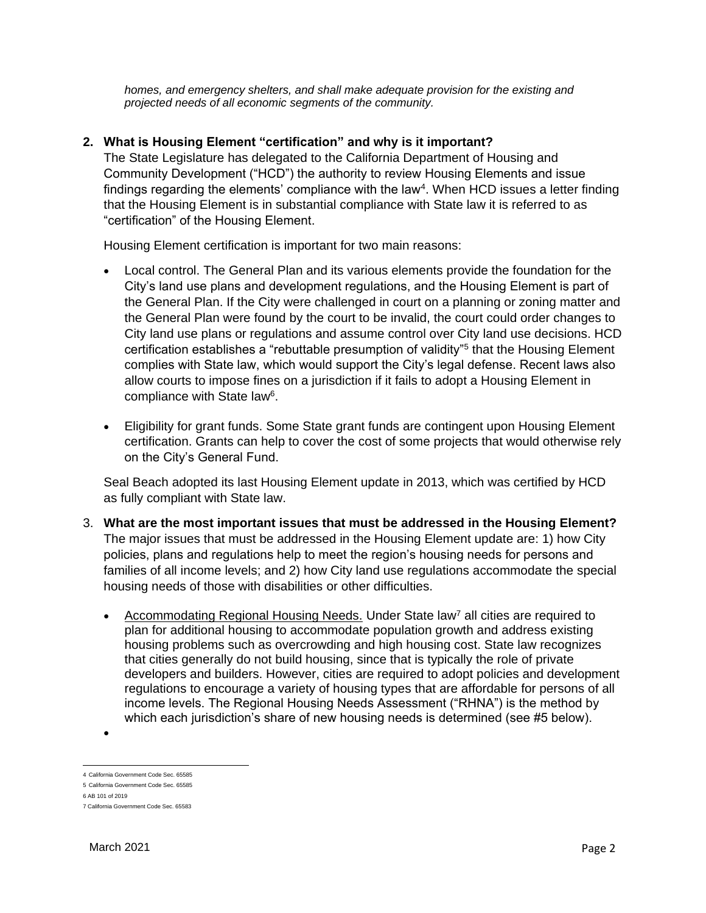*homes, and emergency shelters, and shall make adequate provision for the existing and projected needs of all economic segments of the community.*

**2. What is Housing Element "certification" and why is it important?**

The State Legislature has delegated to the California Department of Housing and Community Development ("HCD") the authority to review Housing Elements and issue findings regarding the elements' compliance with the law[4]. When HCD issues a letter finding that the Housing Element is in substantial compliance with State law it is referred to as "certification" of the Housing Element.

Housing Element certification is important for two main reasons:

- Local control. The General Plan and its various elements provide the foundation for the City's land use plans and development regulations, and the Housing Element is part of the General Plan. If the City were challenged in court on a planning or zoning matter and the General Plan were found by the court to be invalid, the court could order changes to City land use plans or regulations and assume control over City land use decisions. HCD certification establishes a "rebuttable presumption of validity"[5] that the Housing Element complies with State law, which would support the City's legal defense. Recent laws also allow courts to impose fines on a jurisdiction if it fails to adopt a Housing Element in compliance with State law[6].

- Eligibility for grant funds. Some State grant funds are contingent upon Housing Element certification. Grants can help to cover the cost of some projects that would otherwise rely on the City's General Fund.

Seal Beach adopted its last Housing Element update in 2013, which was certified by HCD as fully compliant with State law.

3. **What are the most important issues that must be addressed in the Housing Element?**

The major issues that must be addressed in the Housing Element update are: 1) how City policies, plans and regulations help to meet the region's housing needs for persons and families of all income levels; and 2) how City land use regulations accommodate the special housing needs of those with disabilities or other difficulties.

- Accommodating Regional Housing Needs. Under State law[7] all cities are required to plan for additional housing to accommodate population growth and address existing housing problems such as overcrowding and high housing cost. State law recognizes that cities generally do not build housing, since that is typically the role of private developers and builders. However, cities are required to adopt policies and development regulations to encourage a variety of housing types that are affordable for persons of all income levels. The Regional Housing Needs Assessment ("RHNA") is the method by which each jurisdiction's share of new housing needs is determined (see #5 below).

- 

4 California Government Code Sec. 65585

5 California Government Code Sec. 65585

6 AB 101 of 2019

7 California Government Code Sec. 65583

March 2021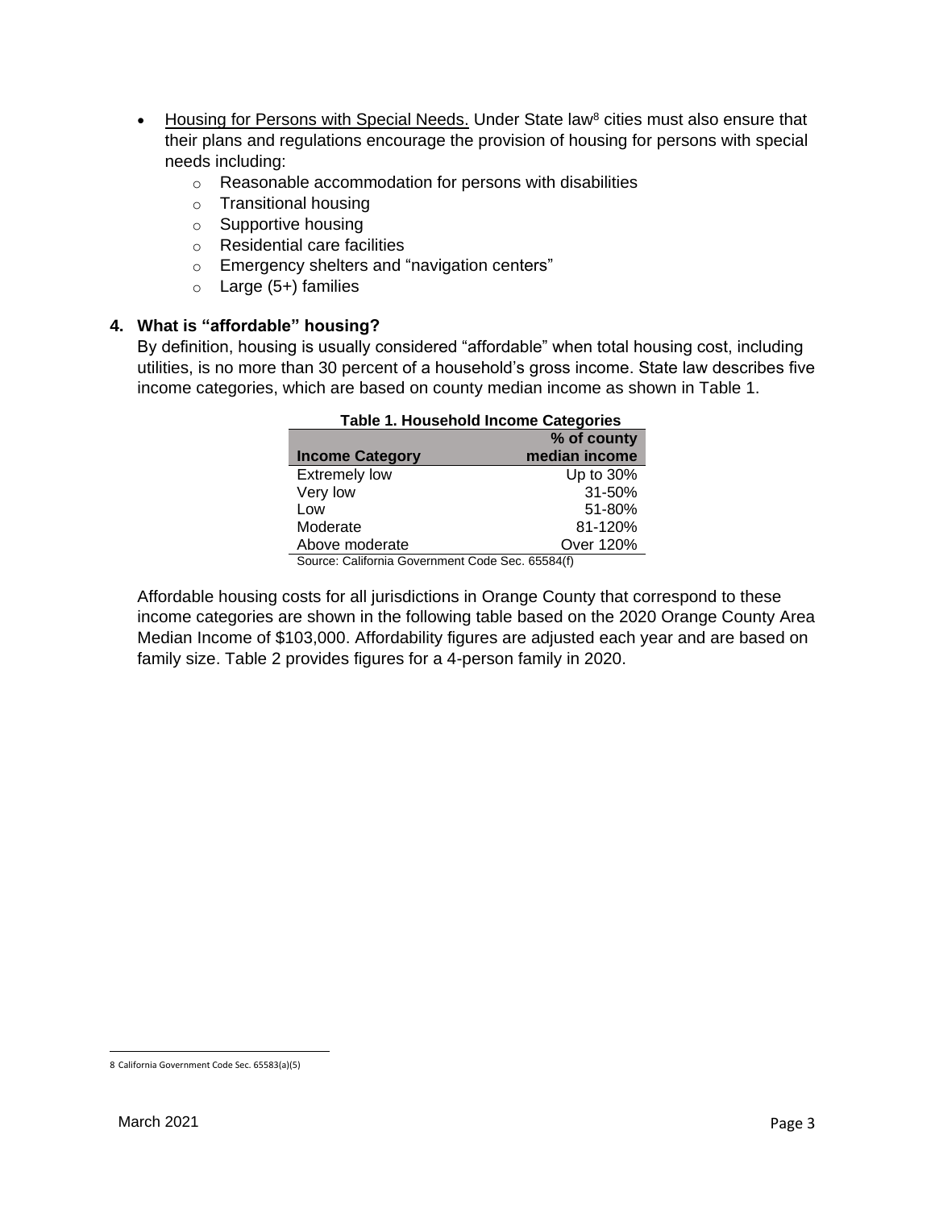- Housing for Persons with Special Needs. Under State law[8] cities must also ensure that their plans and regulations encourage the provision of housing for persons with special needs including:
  - Reasonable accommodation for persons with disabilities
  - Transitional housing
  - Supportive housing
  - Residential care facilities
  - Emergency shelters and "navigation centers"
  - Large (5+) families

### 4. What is "affordable" housing?

By definition, housing is usually considered "affordable" when total housing cost, including utilities, is no more than 30 percent of a household's gross income. State law describes five income categories, which are based on county median income as shown in Table 1.

**Table 1. Household Income Categories**

| Income Category | % of county median income |
| --- | --- |
| Extremely low | Up to 30% |
| Very low | 31-50% |
| Low | 51-80% |
| Moderate | 81-120% |
| Above moderate | Over 120% |

Source: California Government Code Sec. 65584(f)

Affordable housing costs for all jurisdictions in Orange County that correspond to these income categories are shown in the following table based on the 2020 Orange County Area Median Income of $103,000. Affordability figures are adjusted each year and are based on family size. Table 2 provides figures for a 4-person family in 2020.

8 California Government Code Sec. 65583(a)(5)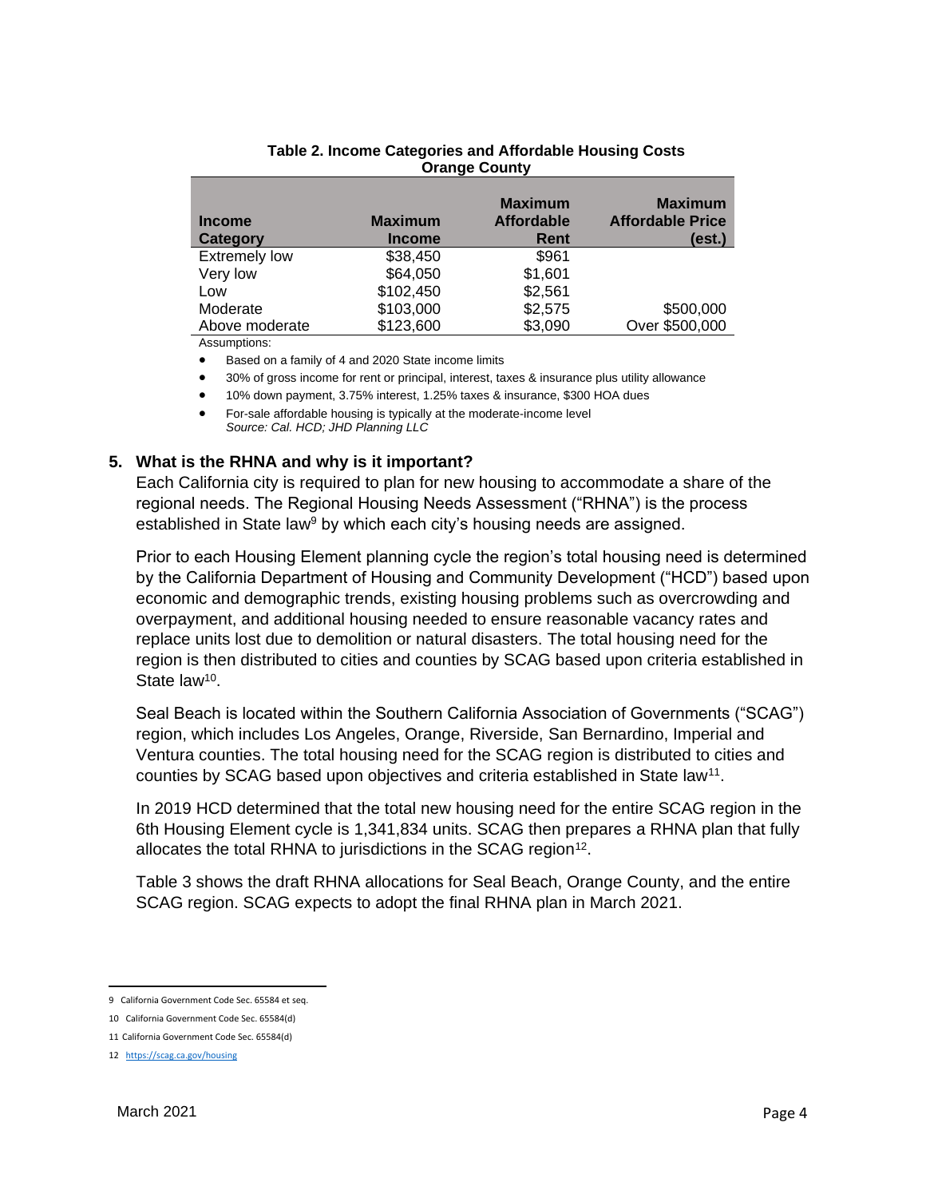**Table 2. Income Categories and Affordable Housing Costs Orange County**

| Income Category | Maximum Income | Maximum Affordable Rent | Maximum Affordable Price (est.) |
|---|---|---|---|
| Extremely low | $38,450 | $961 | |
| Very low | $64,050 | $1,601 | |
| Low | $102,450 | $2,561 | |
| Moderate | $103,000 | $2,575 | $500,000 |
| Above moderate | $123,600 | $3,090 | Over $500,000 |

Assumptions:

- Based on a family of 4 and 2020 State income limits
- 30% of gross income for rent or principal, interest, taxes & insurance plus utility allowance
- 10% down payment, 3.75% interest, 1.25% taxes & insurance, $300 HOA dues
- For-sale affordable housing is typically at the moderate-income level

*Source: Cal. HCD; JHD Planning LLC*

### 5. What is the RHNA and why is it important?

Each California city is required to plan for new housing to accommodate a share of the regional needs. The Regional Housing Needs Assessment ("RHNA") is the process established in State law[9] by which each city's housing needs are assigned.

Prior to each Housing Element planning cycle the region's total housing need is determined by the California Department of Housing and Community Development ("HCD") based upon economic and demographic trends, existing housing problems such as overcrowding and overpayment, and additional housing needed to ensure reasonable vacancy rates and replace units lost due to demolition or natural disasters. The total housing need for the region is then distributed to cities and counties by SCAG based upon criteria established in State law[10].

Seal Beach is located within the Southern California Association of Governments ("SCAG") region, which includes Los Angeles, Orange, Riverside, San Bernardino, Imperial and Ventura counties. The total housing need for the SCAG region is distributed to cities and counties by SCAG based upon objectives and criteria established in State law[11].

In 2019 HCD determined that the total new housing need for the entire SCAG region in the 6th Housing Element cycle is 1,341,834 units. SCAG then prepares a RHNA plan that fully allocates the total RHNA to jurisdictions in the SCAG region[12].

Table 3 shows the draft RHNA allocations for Seal Beach, Orange County, and the entire SCAG region. SCAG expects to adopt the final RHNA plan in March 2021.

---

9 California Government Code Sec. 65584 et seq.

10 California Government Code Sec. 65584(d)

11 California Government Code Sec. 65584(d)

12 https://scag.ca.gov/housing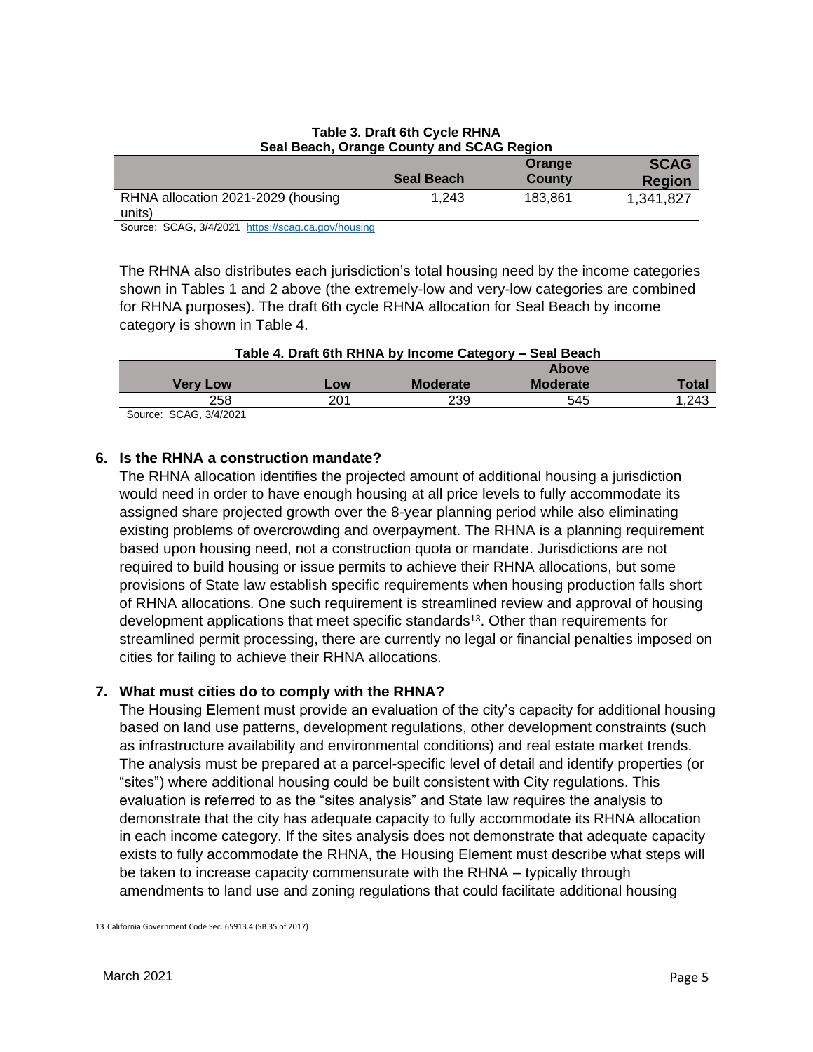**Table 3. Draft 6th Cycle RHNA**
**Seal Beach, Orange County and SCAG Region**

| | Seal Beach | Orange County | SCAG Region |
|---|---|---|---|
| RHNA allocation 2021-2029 (housing units) | 1,243 | 183,861 | 1,341,827 |

Source: SCAG, 3/4/2021 https://scag.ca.gov/housing

The RHNA also distributes each jurisdiction's total housing need by the income categories shown in Tables 1 and 2 above (the extremely-low and very-low categories are combined for RHNA purposes). The draft 6th cycle RHNA allocation for Seal Beach by income category is shown in Table 4.

**Table 4. Draft 6th RHNA by Income Category – Seal Beach**

| Very Low | Low | Moderate | Above Moderate | Total |
|---|---|---|---|---|
| 258 | 201 | 239 | 545 | 1,243 |

Source: SCAG, 3/4/2021

## 6. Is the RHNA a construction mandate?

The RHNA allocation identifies the projected amount of additional housing a jurisdiction would need in order to have enough housing at all price levels to fully accommodate its assigned share projected growth over the 8-year planning period while also eliminating existing problems of overcrowding and overpayment. The RHNA is a planning requirement based upon housing need, not a construction quota or mandate. Jurisdictions are not required to build housing or issue permits to achieve their RHNA allocations, but some provisions of State law establish specific requirements when housing production falls short of RHNA allocations. One such requirement is streamlined review and approval of housing development applications that meet specific standards[13]. Other than requirements for streamlined permit processing, there are currently no legal or financial penalties imposed on cities for failing to achieve their RHNA allocations.

## 7. What must cities do to comply with the RHNA?

The Housing Element must provide an evaluation of the city's capacity for additional housing based on land use patterns, development regulations, other development constraints (such as infrastructure availability and environmental conditions) and real estate market trends. The analysis must be prepared at a parcel-specific level of detail and identify properties (or "sites") where additional housing could be built consistent with City regulations. This evaluation is referred to as the "sites analysis" and State law requires the analysis to demonstrate that the city has adequate capacity to fully accommodate its RHNA allocation in each income category. If the sites analysis does not demonstrate that adequate capacity exists to fully accommodate the RHNA, the Housing Element must describe what steps will be taken to increase capacity commensurate with the RHNA – typically through amendments to land use and zoning regulations that could facilitate additional housing

[13] California Government Code Sec. 65913.4 (SB 35 of 2017)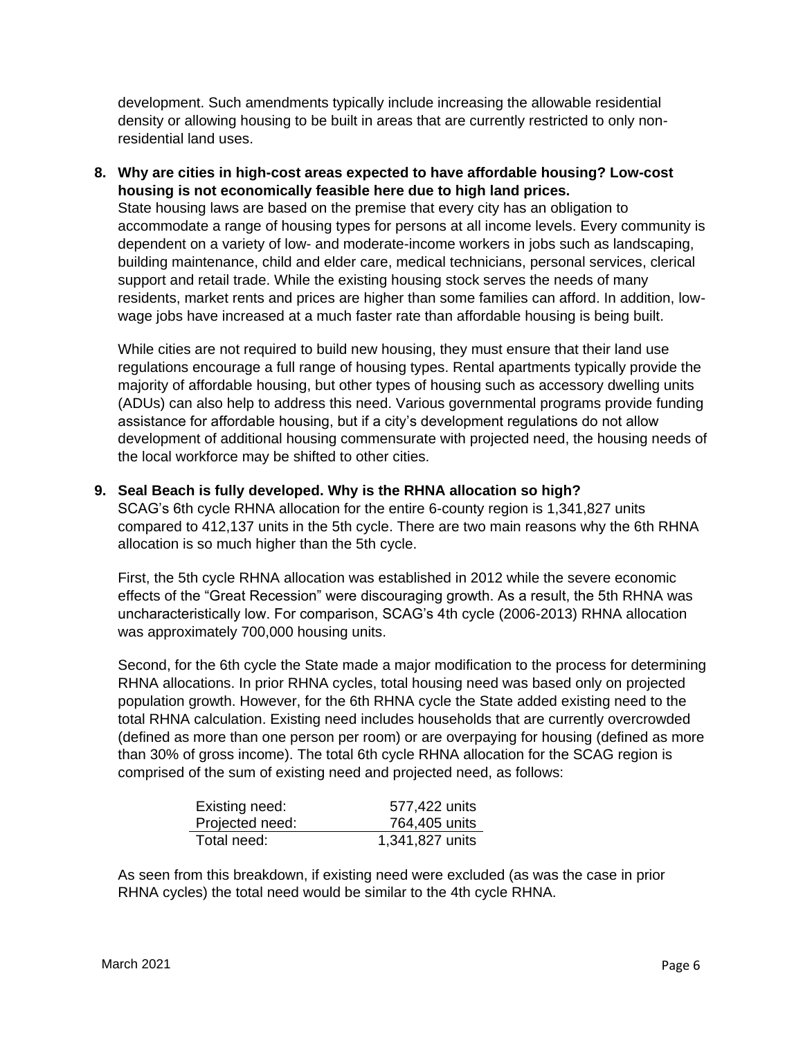development. Such amendments typically include increasing the allowable residential density or allowing housing to be built in areas that are currently restricted to only non-residential land uses.

**8. Why are cities in high-cost areas expected to have affordable housing? Low-cost housing is not economically feasible here due to high land prices.**

State housing laws are based on the premise that every city has an obligation to accommodate a range of housing types for persons at all income levels. Every community is dependent on a variety of low- and moderate-income workers in jobs such as landscaping, building maintenance, child and elder care, medical technicians, personal services, clerical support and retail trade. While the existing housing stock serves the needs of many residents, market rents and prices are higher than some families can afford. In addition, low-wage jobs have increased at a much faster rate than affordable housing is being built.

While cities are not required to build new housing, they must ensure that their land use regulations encourage a full range of housing types. Rental apartments typically provide the majority of affordable housing, but other types of housing such as accessory dwelling units (ADUs) can also help to address this need. Various governmental programs provide funding assistance for affordable housing, but if a city's development regulations do not allow development of additional housing commensurate with projected need, the housing needs of the local workforce may be shifted to other cities.

**9. Seal Beach is fully developed. Why is the RHNA allocation so high?**

SCAG's 6th cycle RHNA allocation for the entire 6-county region is 1,341,827 units compared to 412,137 units in the 5th cycle. There are two main reasons why the 6th RHNA allocation is so much higher than the 5th cycle.

First, the 5th cycle RHNA allocation was established in 2012 while the severe economic effects of the "Great Recession" were discouraging growth. As a result, the 5th RHNA was uncharacteristically low. For comparison, SCAG's 4th cycle (2006-2013) RHNA allocation was approximately 700,000 housing units.

Second, for the 6th cycle the State made a major modification to the process for determining RHNA allocations. In prior RHNA cycles, total housing need was based only on projected population growth. However, for the 6th RHNA cycle the State added existing need to the total RHNA calculation. Existing need includes households that are currently overcrowded (defined as more than one person per room) or are overpaying for housing (defined as more than 30% of gross income). The total 6th cycle RHNA allocation for the SCAG region is comprised of the sum of existing need and projected need, as follows:

| | |
|---|---|
| Existing need: | 577,422 units |
| Projected need: | 764,405 units |
| Total need: | 1,341,827 units |

As seen from this breakdown, if existing need were excluded (as was the case in prior RHNA cycles) the total need would be similar to the 4th cycle RHNA.

March 2021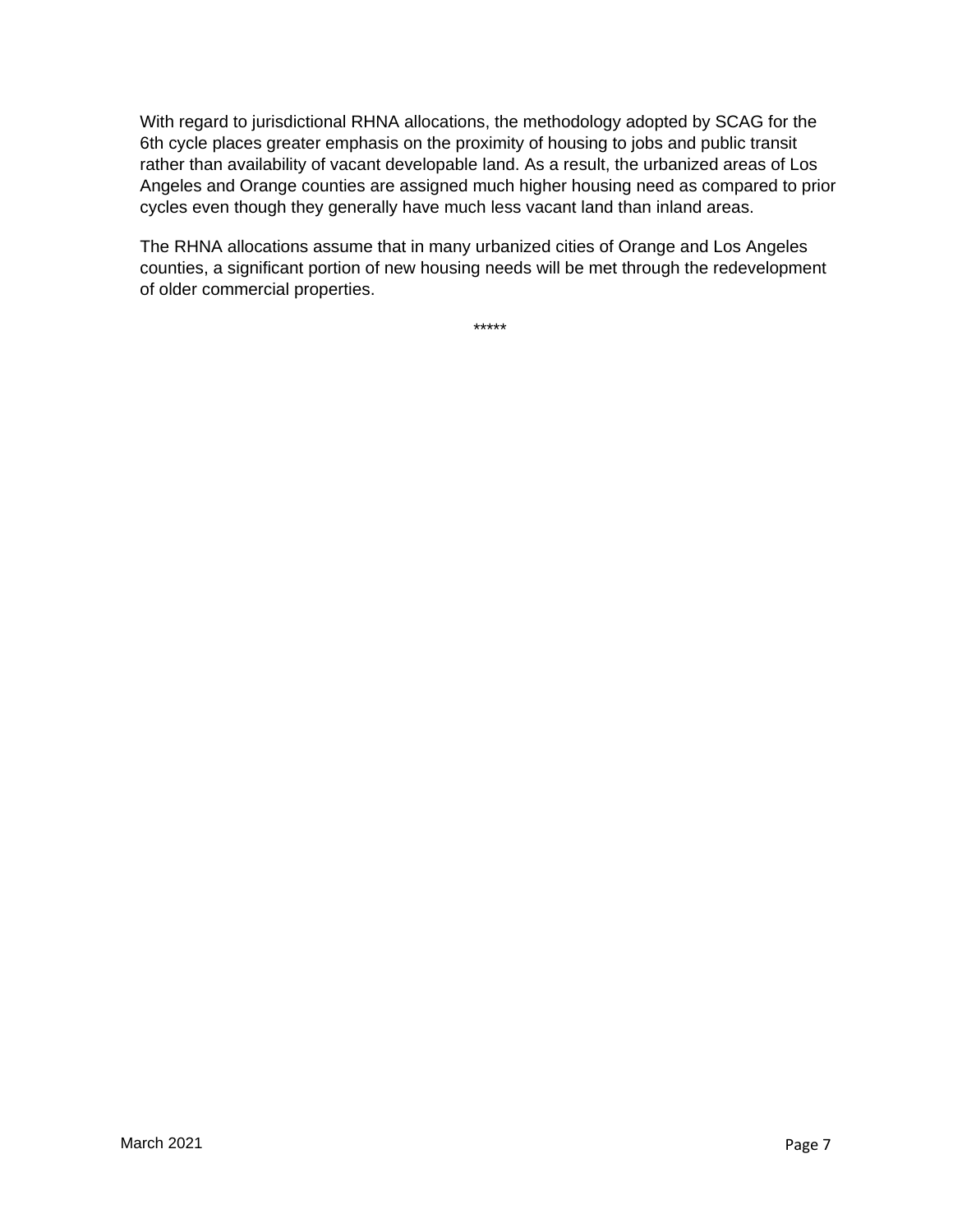With regard to jurisdictional RHNA allocations, the methodology adopted by SCAG for the 6th cycle places greater emphasis on the proximity of housing to jobs and public transit rather than availability of vacant developable land. As a result, the urbanized areas of Los Angeles and Orange counties are assigned much higher housing need as compared to prior cycles even though they generally have much less vacant land than inland areas.

The RHNA allocations assume that in many urbanized cities of Orange and Los Angeles counties, a significant portion of new housing needs will be met through the redevelopment of older commercial properties.

*****